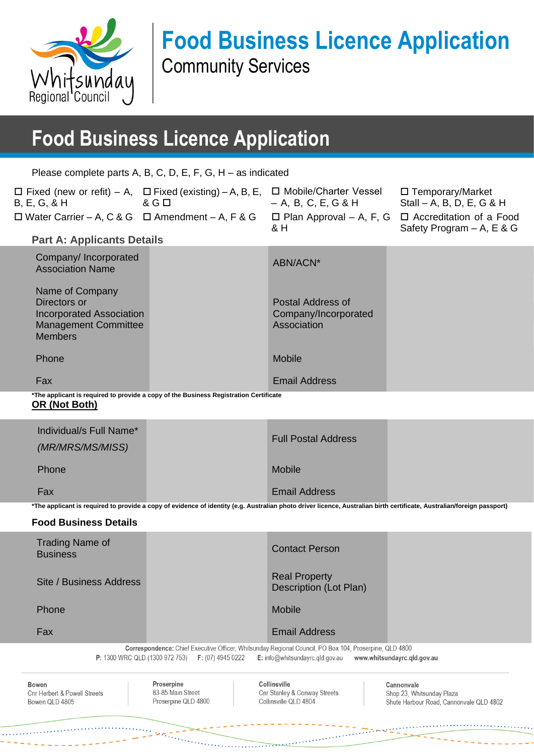# Food Business Licence Application

## Community Services

# Food Business Licence Application

Please complete parts A, B, C, D, E, F, G, H – as indicated

| | | | |
|---|---|---|---|
| ☐ Fixed (new or refit) – A, B, E, G, & H | ☐ Fixed (existing) – A, B, E, & G ☐ | ☐ Mobile/Charter Vessel – A, B, C, E, G & H | ☐ Temporary/Market Stall – A, B, D, E, G & H |
| ☐ Water Carrier – A, C & G | ☐ Amendment – A, F & G | ☐ Plan Approval – A, F, G & H | ☐ Accreditation of a Food Safety Program – A, E & G |

### Part A: Applicants Details

| | | | |
|---|---|---|---|
| Company/ Incorporated Association Name | | ABN/ACN* | |
| Name of Company Directors or Incorporated Association Management Committee Members | | Postal Address of Company/Incorporated Association | |
| Phone | | Mobile | |
| Fax | | Email Address | |

**\*The applicant is required to provide a copy of the Business Registration Certificate**

**OR (Not Both)**

| | | | |
|---|---|---|---|
| Individual/s Full Name* *(MR/MRS/MS/MISS)* | | Full Postal Address | |
| Phone | | Mobile | |
| Fax | | Email Address | |

**\*The applicant is required to provide a copy of evidence of identity (e.g. Australian photo driver licence, Australian birth certificate, Australian/foreign passport)**

### Food Business Details

| | | | |
|---|---|---|---|
| Trading Name of Business | | Contact Person | |
| Site / Business Address | | Real Property Description (Lot Plan) | |
| Phone | | Mobile | |
| Fax | | Email Address | |

**Correspondence:** Chief Executive Officer, Whitsunday Regional Council, PO Box 104, Proserpine, QLD 4800
**P:** 1300 WRC QLD (1300 972 753) **F:** (07) 4945 0222 **E:** info@whitsundayrc.qld.gov.au **www.whitsundayrc.qld.gov.au**

**Bowen**
Cnr Herbert & Powell Streets
Bowen QLD 4805

**Proserpine**
83-85 Main Street
Proserpine QLD 4800

**Collinsville**
Cnr Stanley & Conway Streets
Collinsville QLD 4804

**Cannonvale**
Shop 23, Whitsunday Plaza
Shute Harbour Road, Cannonvale QLD 4802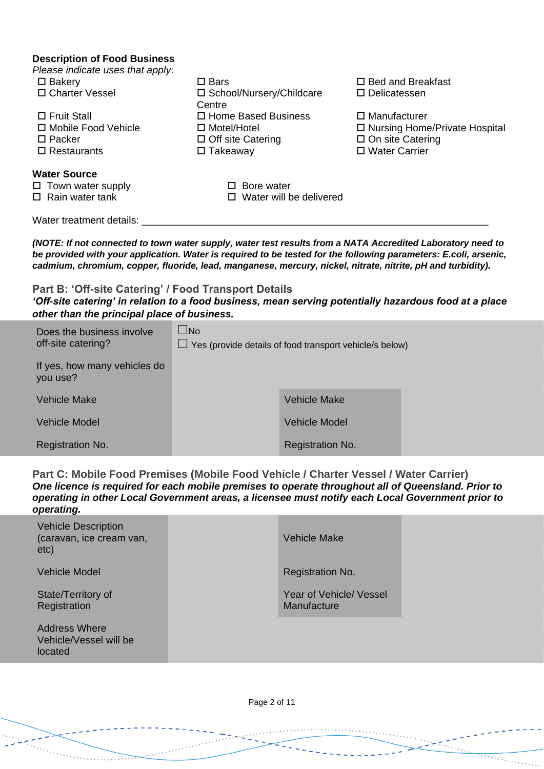**Description of Food Business**

*Please indicate uses that apply*:

- ☐ Bakery
- ☐ Charter Vessel
- ☐ Fruit Stall
- ☐ Mobile Food Vehicle
- ☐ Packer
- ☐ Restaurants
- ☐ Bars
- ☐ School/Nursery/Childcare Centre
- ☐ Home Based Business
- ☐ Motel/Hotel
- ☐ Off site Catering
- ☐ Takeaway
- ☐ Bed and Breakfast
- ☐ Delicatessen
- ☐ Manufacturer
- ☐ Nursing Home/Private Hospital
- ☐ On site Catering
- ☐ Water Carrier

**Water Source**

- ☐ Town water supply
- ☐ Rain water tank
- ☐ Bore water
- ☐ Water will be delivered

Water treatment details: ________________________________________________________________

***(NOTE: If not connected to town water supply, water test results from a NATA Accredited Laboratory need to be provided with your application. Water is required to be tested for the following parameters: E.coli, arsenic, cadmium, chromium, copper, fluoride, lead, manganese, mercury, nickel, nitrate, nitrite, pH and turbidity).***

## Part B: 'Off-site Catering' / Food Transport Details

***'Off-site catering' in relation to a food business, mean serving potentially hazardous food at a place other than the principal place of business.***

| | | | |
|---|---|---|---|
| Does the business involve off-site catering? | ☐No<br>☐ Yes (provide details of food transport vehicle/s below) | | |
| If yes, how many vehicles do you use? | | | |
| Vehicle Make | | Vehicle Make | |
| Vehicle Model | | Vehicle Model | |
| Registration No. | | Registration No. | |

## Part C: Mobile Food Premises (Mobile Food Vehicle / Charter Vessel / Water Carrier)

***One licence is required for each mobile premises to operate throughout all of Queensland. Prior to operating in other Local Government areas, a licensee must notify each Local Government prior to operating.***

| | | | |
|---|---|---|---|
| Vehicle Description (caravan, ice cream van, etc) | | Vehicle Make | |
| Vehicle Model | | Registration No. | |
| State/Territory of Registration | | Year of Vehicle/ Vessel Manufacture | |
| Address Where Vehicle/Vessel will be located | | | |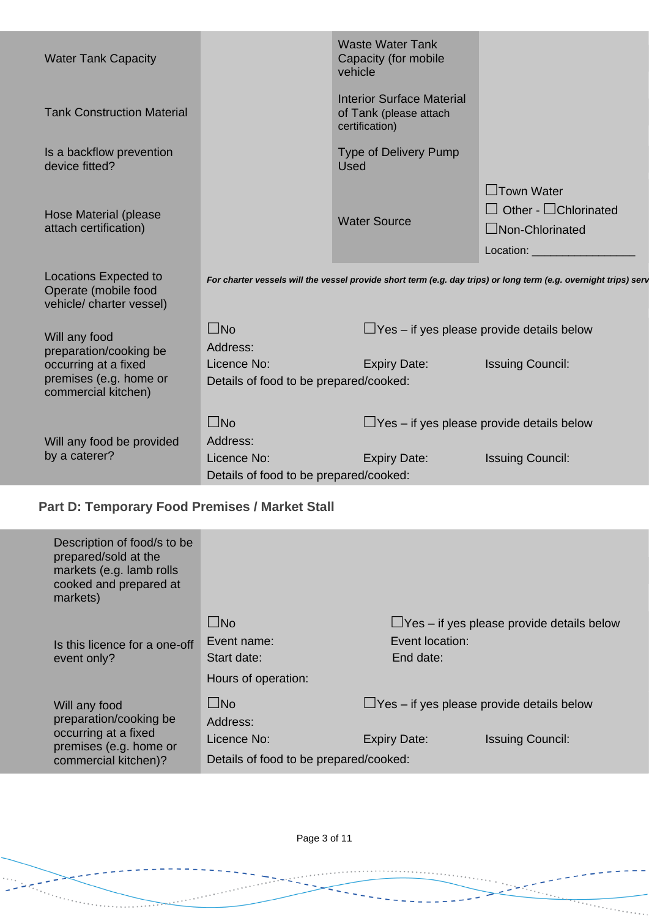| | | | |
|---|---|---|---|
| Water Tank Capacity | | Waste Water Tank Capacity (for mobile vehicle | |
| Tank Construction Material | | Interior Surface Material of Tank (please attach certification) | |
| Is a backflow prevention device fitted? | | Type of Delivery Pump Used | |
| Hose Material (please attach certification) | | Water Source | ☐Town Water<br>☐ Other - ☐Chlorinated<br>☐Non-Chlorinated<br>Location: ________________ |
| Locations Expected to Operate (mobile food vehicle/ charter vessel) | ***For charter vessels will the vessel provide short term (e.g. day trips) or long term (e.g. overnight trips) serv*** | | |
| Will any food preparation/cooking be occurring at a fixed premises (e.g. home or commercial kitchen) | ☐No<br>Address:<br>Licence No:<br>Details of food to be prepared/cooked: | ☐Yes – if yes please provide details below<br><br>Expiry Date: | <br><br>Issuing Council: |
| Will any food be provided by a caterer? | ☐No<br>Address:<br>Licence No:<br>Details of food to be prepared/cooked: | ☐Yes – if yes please provide details below<br><br>Expiry Date: | <br><br>Issuing Council: |

## Part D: Temporary Food Premises / Market Stall

| | | | |
|---|---|---|---|
| Description of food/s to be prepared/sold at the markets (e.g. lamb rolls cooked and prepared at markets) | | | |
| Is this licence for a one-off event only? | ☐No<br>Event name:<br>Start date:<br>Hours of operation: | ☐Yes – if yes please provide details below<br>Event location:<br>End date: | |
| Will any food preparation/cooking be occurring at a fixed premises (e.g. home or commercial kitchen)? | ☐No<br>Address:<br>Licence No:<br>Details of food to be prepared/cooked: | ☐Yes – if yes please provide details below<br><br>Expiry Date: | <br><br>Issuing Council: |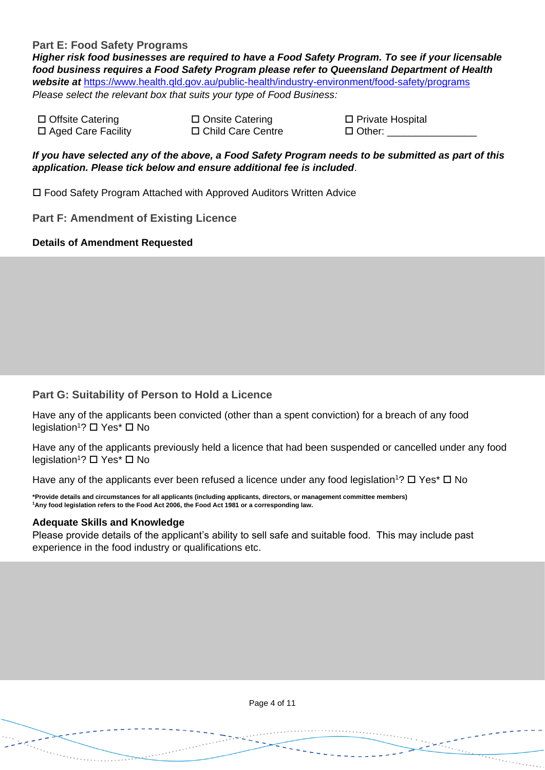## Part E: Food Safety Programs

***Higher risk food businesses are required to have a Food Safety Program. To see if your licensable food business requires a Food Safety Program please refer to Queensland Department of Health website at*** https://www.health.qld.gov.au/public-health/industry-environment/food-safety/programs

*Please select the relevant box that suits your type of Food Business:*

☐ Offsite Catering
☐ Onsite Catering
☐ Private Hospital
☐ Aged Care Facility
☐ Child Care Centre
☐ Other: ________________

***If you have selected any of the above, a Food Safety Program needs to be submitted as part of this application. Please tick below and ensure additional fee is included***.

☐ Food Safety Program Attached with Approved Auditors Written Advice

## Part F: Amendment of Existing Licence

**Details of Amendment Requested**

## Part G: Suitability of Person to Hold a Licence

Have any of the applicants been convicted (other than a spent conviction) for a breach of any food legislation[1]? ☐ Yes* ☐ No

Have any of the applicants previously held a licence that had been suspended or cancelled under any food legislation[1]? ☐ Yes* ☐ No

Have any of the applicants ever been refused a licence under any food legislation[1]? ☐ Yes* ☐ No

**\*Provide details and circumstances for all applicants (including applicants, directors, or management committee members)**
**[1]Any food legislation refers to the Food Act 2006, the Food Act 1981 or a corresponding law.**

**Adequate Skills and Knowledge**

Please provide details of the applicant's ability to sell safe and suitable food. This may include past experience in the food industry or qualifications etc.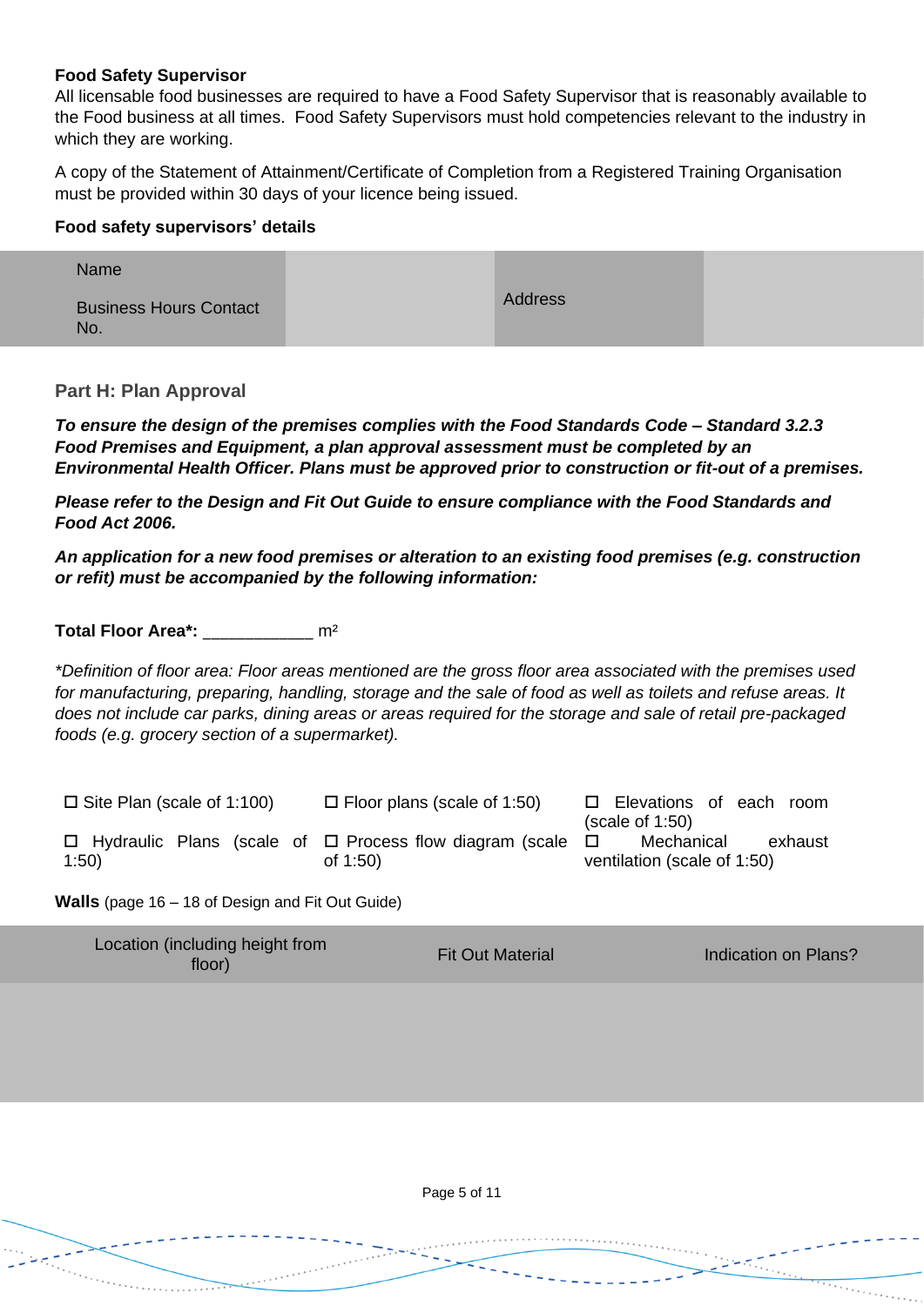**Food Safety Supervisor**

All licensable food businesses are required to have a Food Safety Supervisor that is reasonably available to the Food business at all times. Food Safety Supervisors must hold competencies relevant to the industry in which they are working.

A copy of the Statement of Attainment/Certificate of Completion from a Registered Training Organisation must be provided within 30 days of your licence being issued.

**Food safety supervisors' details**

| Name<br>Business Hours Contact No. | | Address | |
|---|---|---|---|

## Part H: Plan Approval

***To ensure the design of the premises complies with the Food Standards Code – Standard 3.2.3 Food Premises and Equipment, a plan approval assessment must be completed by an Environmental Health Officer. Plans must be approved prior to construction or fit-out of a premises.***

***Please refer to the Design and Fit Out Guide to ensure compliance with the Food Standards and Food Act 2006.***

***An application for a new food premises or alteration to an existing food premises (e.g. construction or refit) must be accompanied by the following information:***

**Total Floor Area*:** ____________ m²

*\*Definition of floor area: Floor areas mentioned are the gross floor area associated with the premises used for manufacturing, preparing, handling, storage and the sale of food as well as toilets and refuse areas. It does not include car parks, dining areas or areas required for the storage and sale of retail pre-packaged foods (e.g. grocery section of a supermarket).*

- ☐ Site Plan (scale of 1:100)
- ☐ Floor plans (scale of 1:50)
- ☐ Elevations of each room (scale of 1:50)
- ☐ Hydraulic Plans (scale of 1:50)
- ☐ Process flow diagram (scale of 1:50)
- ☐ Mechanical exhaust ventilation (scale of 1:50)

**Walls** (page 16 – 18 of Design and Fit Out Guide)

| Location (including height from floor) | Fit Out Material | Indication on Plans? |
|---|---|---|
| | | |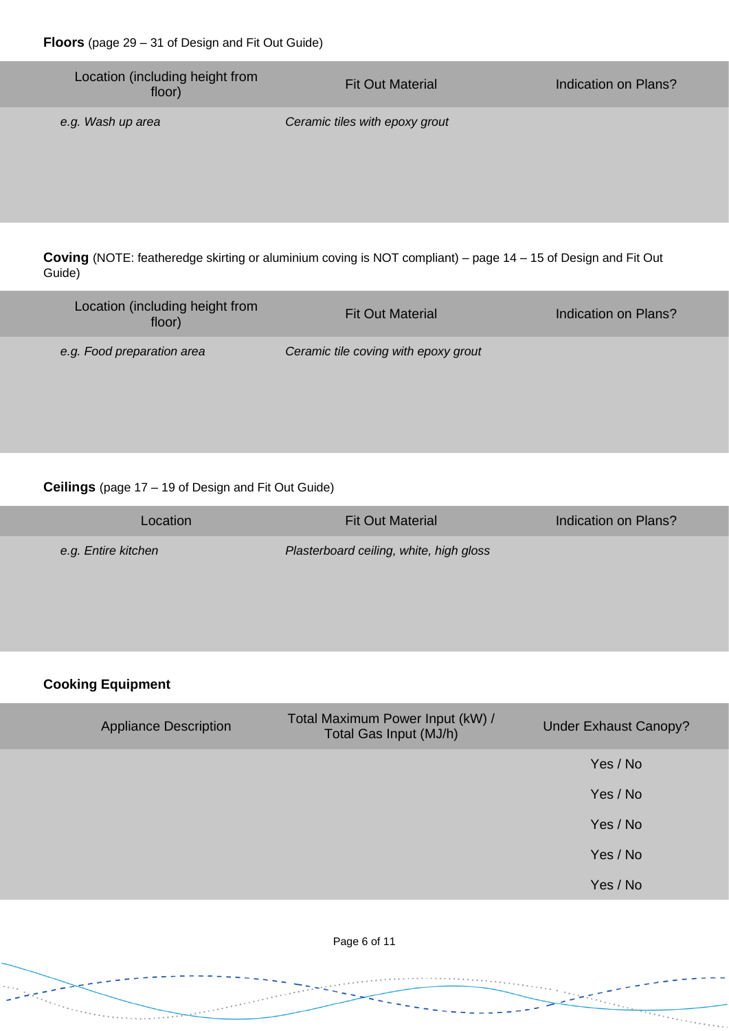**Floors** (page 29 – 31 of Design and Fit Out Guide)

| Location (including height from floor) | Fit Out Material | Indication on Plans? |
|---|---|---|
| *e.g. Wash up area* | *Ceramic tiles with epoxy grout* | |

**Coving** (NOTE: featheredge skirting or aluminium coving is NOT compliant) – page 14 – 15 of Design and Fit Out Guide)

| Location (including height from floor) | Fit Out Material | Indication on Plans? |
|---|---|---|
| *e.g. Food preparation area* | *Ceramic tile coving with epoxy grout* | |

**Ceilings** (page 17 – 19 of Design and Fit Out Guide)

| Location | Fit Out Material | Indication on Plans? |
|---|---|---|
| *e.g. Entire kitchen* | *Plasterboard ceiling, white, high gloss* | |

**Cooking Equipment**

| Appliance Description | Total Maximum Power Input (kW) / Total Gas Input (MJ/h) | Under Exhaust Canopy? |
|---|---|---|
| | | Yes / No |
| | | Yes / No |
| | | Yes / No |
| | | Yes / No |
| | | Yes / No |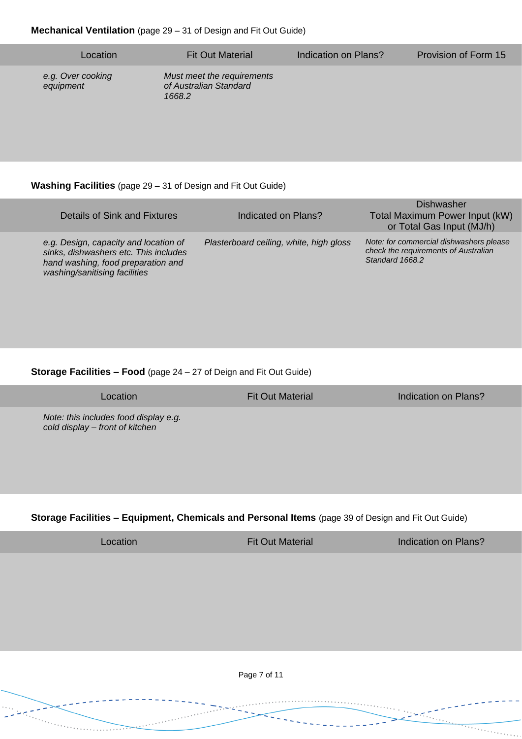**Mechanical Ventilation** (page 29 – 31 of Design and Fit Out Guide)

| Location | Fit Out Material | Indication on Plans? | Provision of Form 15 |
| --- | --- | --- | --- |
| *e.g. Over cooking equipment* | *Must meet the requirements of Australian Standard 1668.2* | | |

**Washing Facilities** (page 29 – 31 of Design and Fit Out Guide)

| Details of Sink and Fixtures | Indicated on Plans? | Dishwasher Total Maximum Power Input (kW) or Total Gas Input (MJ/h) |
| --- | --- | --- |
| *e.g. Design, capacity and location of sinks, dishwashers etc. This includes hand washing, food preparation and washing/sanitising facilities* | *Plasterboard ceiling, white, high gloss* | *Note: for commercial dishwashers please check the requirements of Australian Standard 1668.2* |

**Storage Facilities – Food** (page 24 – 27 of Deign and Fit Out Guide)

| Location | Fit Out Material | Indication on Plans? |
| --- | --- | --- |
| *Note: this includes food display e.g. cold display – front of kitchen* | | |

**Storage Facilities – Equipment, Chemicals and Personal Items** (page 39 of Design and Fit Out Guide)

| Location | Fit Out Material | Indication on Plans? |
| --- | --- | --- |
| | | |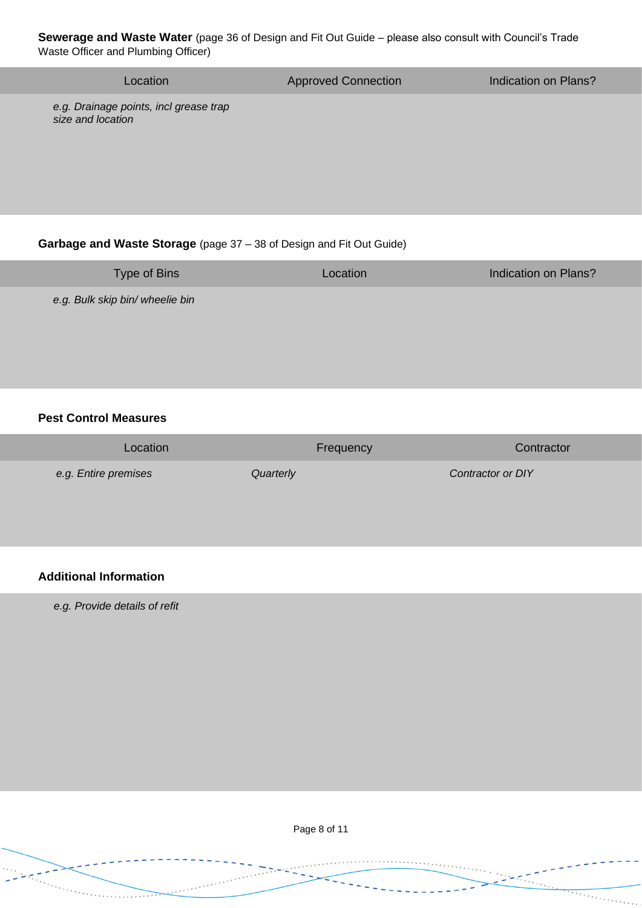**Sewerage and Waste Water** (page 36 of Design and Fit Out Guide – please also consult with Council's Trade Waste Officer and Plumbing Officer)

| Location | Approved Connection | Indication on Plans? |
|---|---|---|
| *e.g. Drainage points, incl grease trap size and location* | | |

**Garbage and Waste Storage** (page 37 – 38 of Design and Fit Out Guide)

| Type of Bins | Location | Indication on Plans? |
|---|---|---|
| *e.g. Bulk skip bin/ wheelie bin* | | |

**Pest Control Measures**

| Location | Frequency | Contractor |
|---|---|---|
| *e.g. Entire premises* | *Quarterly* | *Contractor or DIY* |

**Additional Information**

*e.g. Provide details of refit*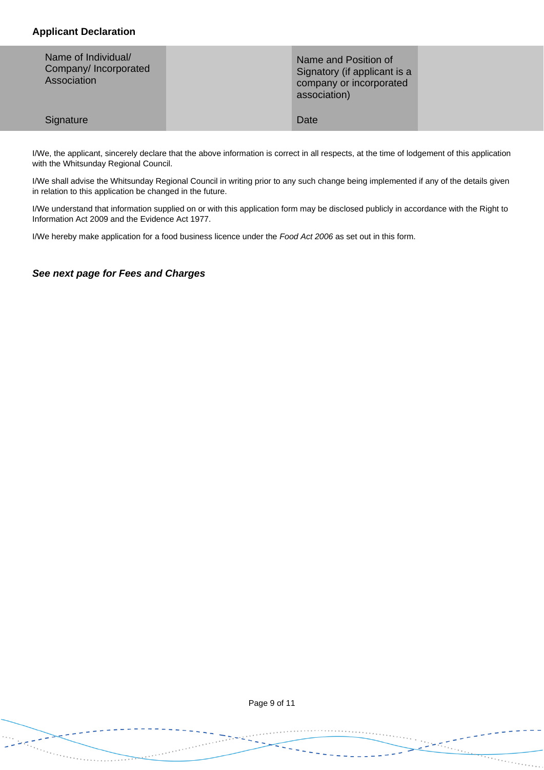**Applicant Declaration**

| Name of Individual/ Company/ Incorporated Association | | Name and Position of Signatory (if applicant is a company or incorporated association) | |
|---|---|---|---|
| Signature | | Date | |

I/We, the applicant, sincerely declare that the above information is correct in all respects, at the time of lodgement of this application with the Whitsunday Regional Council.

I/We shall advise the Whitsunday Regional Council in writing prior to any such change being implemented if any of the details given in relation to this application be changed in the future.

I/We understand that information supplied on or with this application form may be disclosed publicly in accordance with the Right to Information Act 2009 and the Evidence Act 1977.

I/We hereby make application for a food business licence under the *Food Act 2006* as set out in this form.

***See next page for Fees and Charges***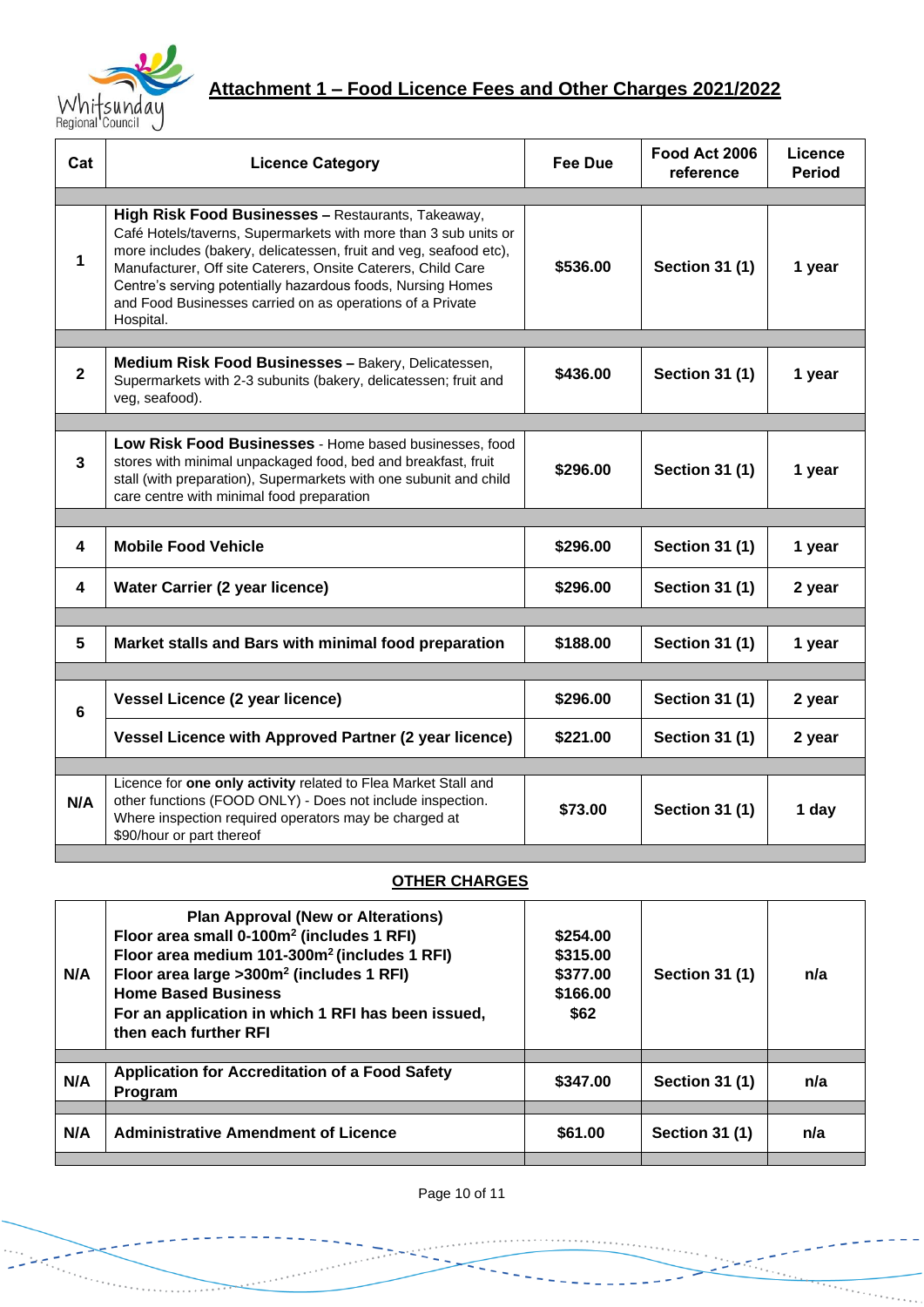## Attachment 1 – Food Licence Fees and Other Charges 2021/2022

| Cat | Licence Category | Fee Due | Food Act 2006 reference | Licence Period |
|---|---|---|---|---|
| 1 | **High Risk Food Businesses –** Restaurants, Takeaway, Café Hotels/taverns, Supermarkets with more than 3 sub units or more includes (bakery, delicatessen, fruit and veg, seafood etc), Manufacturer, Off site Caterers, Onsite Caterers, Child Care Centre's serving potentially hazardous foods, Nursing Homes and Food Businesses carried on as operations of a Private Hospital. | $536.00 | Section 31 (1) | 1 year |
| 2 | **Medium Risk Food Businesses –** Bakery, Delicatessen, Supermarkets with 2-3 subunits (bakery, delicatessen; fruit and veg, seafood). | $436.00 | Section 31 (1) | 1 year |
| 3 | **Low Risk Food Businesses** - Home based businesses, food stores with minimal unpackaged food, bed and breakfast, fruit stall (with preparation), Supermarkets with one subunit and child care centre with minimal food preparation | $296.00 | Section 31 (1) | 1 year |
| 4 | **Mobile Food Vehicle** | $296.00 | Section 31 (1) | 1 year |
| 4 | **Water Carrier (2 year licence)** | $296.00 | Section 31 (1) | 2 year |
| 5 | **Market stalls and Bars with minimal food preparation** | $188.00 | Section 31 (1) | 1 year |
| 6 | **Vessel Licence (2 year licence)** | $296.00 | Section 31 (1) | 2 year |
| | **Vessel Licence with Approved Partner (2 year licence)** | $221.00 | Section 31 (1) | 2 year |
| N/A | Licence for **one only activity** related to Flea Market Stall and other functions (FOOD ONLY) - Does not include inspection. Where inspection required operators may be charged at $90/hour or part thereof | $73.00 | Section 31 (1) | 1 day |

### OTHER CHARGES

| Cat | Licence Category | Fee Due | Food Act 2006 reference | Licence Period |
|---|---|---|---|---|
| N/A | **Plan Approval (New or Alterations)**<br>**Floor area small 0-100m² (includes 1 RFI)**<br>**Floor area medium 101-300m² (includes 1 RFI)**<br>**Floor area large >300m² (includes 1 RFI)**<br>**Home Based Business**<br>**For an application in which 1 RFI has been issued, then each further RFI** | <br>$254.00<br>$315.00<br>$377.00<br>$166.00<br>$62 | Section 31 (1) | n/a |
| N/A | **Application for Accreditation of a Food Safety Program** | $347.00 | Section 31 (1) | n/a |
| N/A | **Administrative Amendment of Licence** | $61.00 | Section 31 (1) | n/a |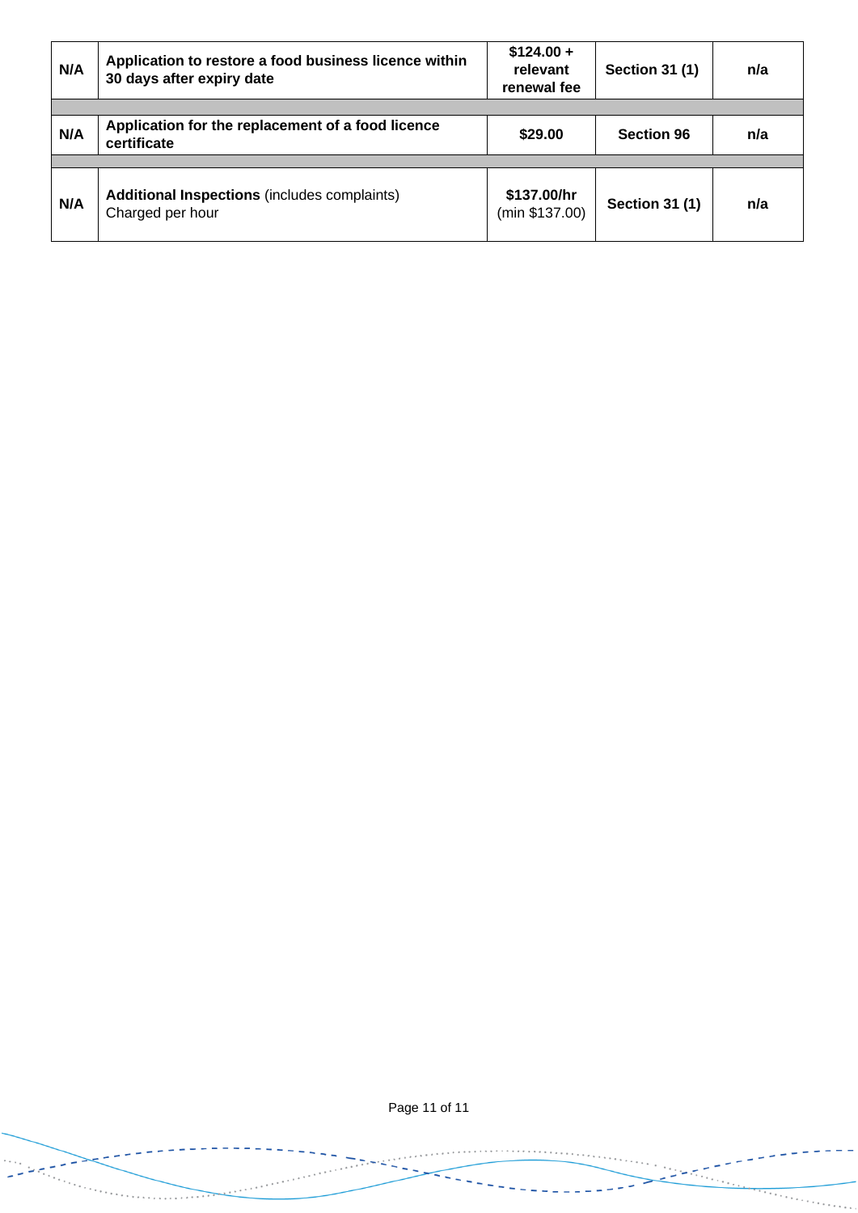| | | | | |
|---|---|---|---|---|
| **N/A** | **Application to restore a food business licence within 30 days after expiry date** | **$124.00 + relevant renewal fee** | **Section 31 (1)** | **n/a** |
| | | | | |
| **N/A** | **Application for the replacement of a food licence certificate** | **$29.00** | **Section 96** | **n/a** |
| | | | | |
| **N/A** | **Additional Inspections** (includes complaints) Charged per hour | **$137.00/hr** (min $137.00) | **Section 31 (1)** | **n/a** |